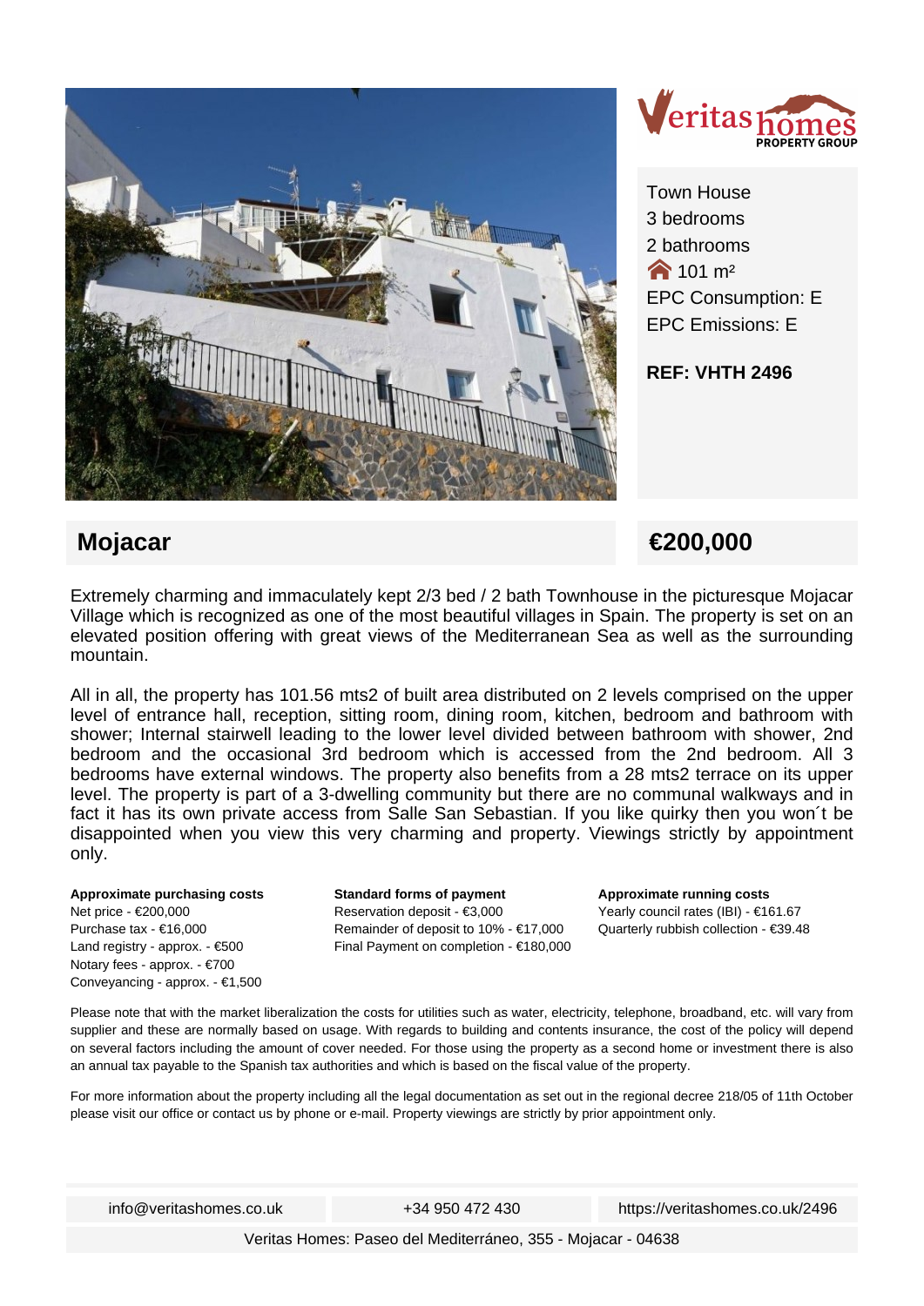Town House
3 bedrooms
2 bathrooms
101 m²
EPC Consumption: E
EPC Emissions: E

**REF: VHTH 2496**

## Mojacar

## €200,000

Extremely charming and immaculately kept 2/3 bed / 2 bath Townhouse in the picturesque Mojacar Village which is recognized as one of the most beautiful villages in Spain. The property is set on an elevated position offering with great views of the Mediterranean Sea as well as the surrounding mountain.

All in all, the property has 101.56 mts2 of built area distributed on 2 levels comprised on the upper level of entrance hall, reception, sitting room, dining room, kitchen, bedroom and bathroom with shower; Internal stairwell leading to the lower level divided between bathroom with shower, 2nd bedroom and the occasional 3rd bedroom which is accessed from the 2nd bedroom. All 3 bedrooms have external windows. The property also benefits from a 28 mts2 terrace on its upper level. The property is part of a 3-dwelling community but there are no communal walkways and in fact it has its own private access from Salle San Sebastian. If you like quirky then you won´t be disappointed when you view this very charming and property. Viewings strictly by appointment only.

**Approximate purchasing costs**
Net price - €200,000
Purchase tax - €16,000
Land registry - approx. - €500
Notary fees - approx. - €700
Conveyancing - approx. - €1,500

**Standard forms of payment**
Reservation deposit - €3,000
Remainder of deposit to 10% - €17,000
Final Payment on completion - €180,000

**Approximate running costs**
Yearly council rates (IBI) - €161.67
Quarterly rubbish collection - €39.48

Please note that with the market liberalization the costs for utilities such as water, electricity, telephone, broadband, etc. will vary from supplier and these are normally based on usage. With regards to building and contents insurance, the cost of the policy will depend on several factors including the amount of cover needed. For those using the property as a second home or investment there is also an annual tax payable to the Spanish tax authorities and which is based on the fiscal value of the property.

For more information about the property including all the legal documentation as set out in the regional decree 218/05 of 11th October please visit our office or contact us by phone or e-mail. Property viewings are strictly by prior appointment only.

info@veritashomes.co.uk | +34 950 472 430 | https://veritashomes.co.uk/2496

Veritas Homes: Paseo del Mediterráneo, 355 - Mojacar - 04638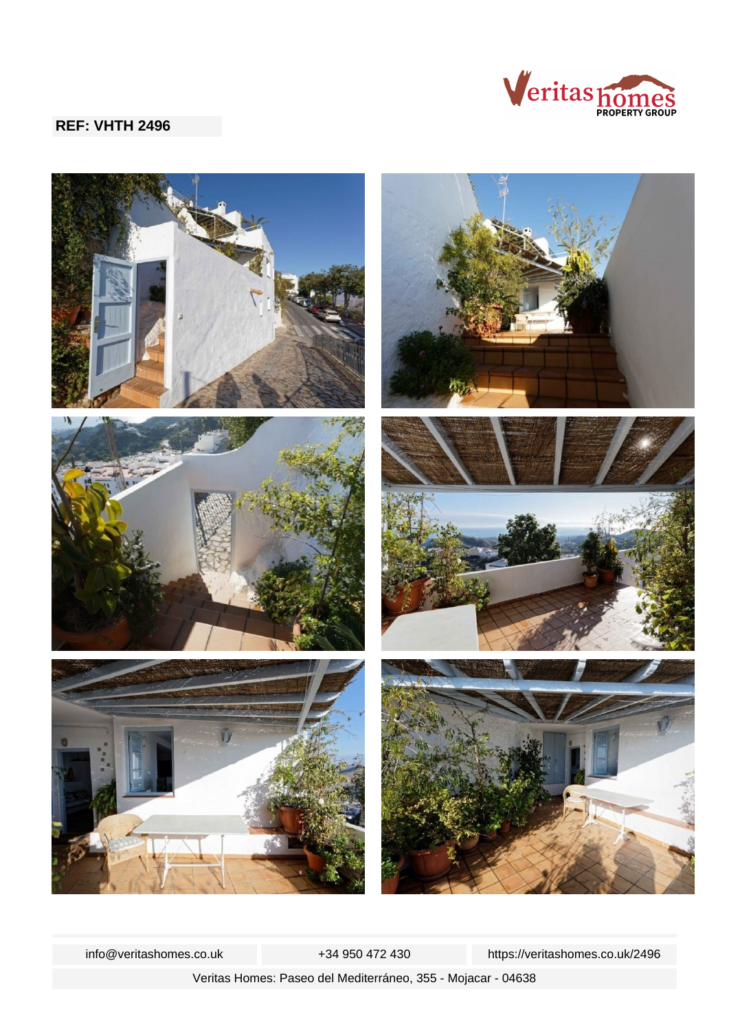**REF: VHTH 2496**

| | | |
|---|---|---|
| info@veritashomes.co.uk | +34 950 472 430 | https://veritashomes.co.uk/2496 |

Veritas Homes: Paseo del Mediterráneo, 355 - Mojacar - 04638